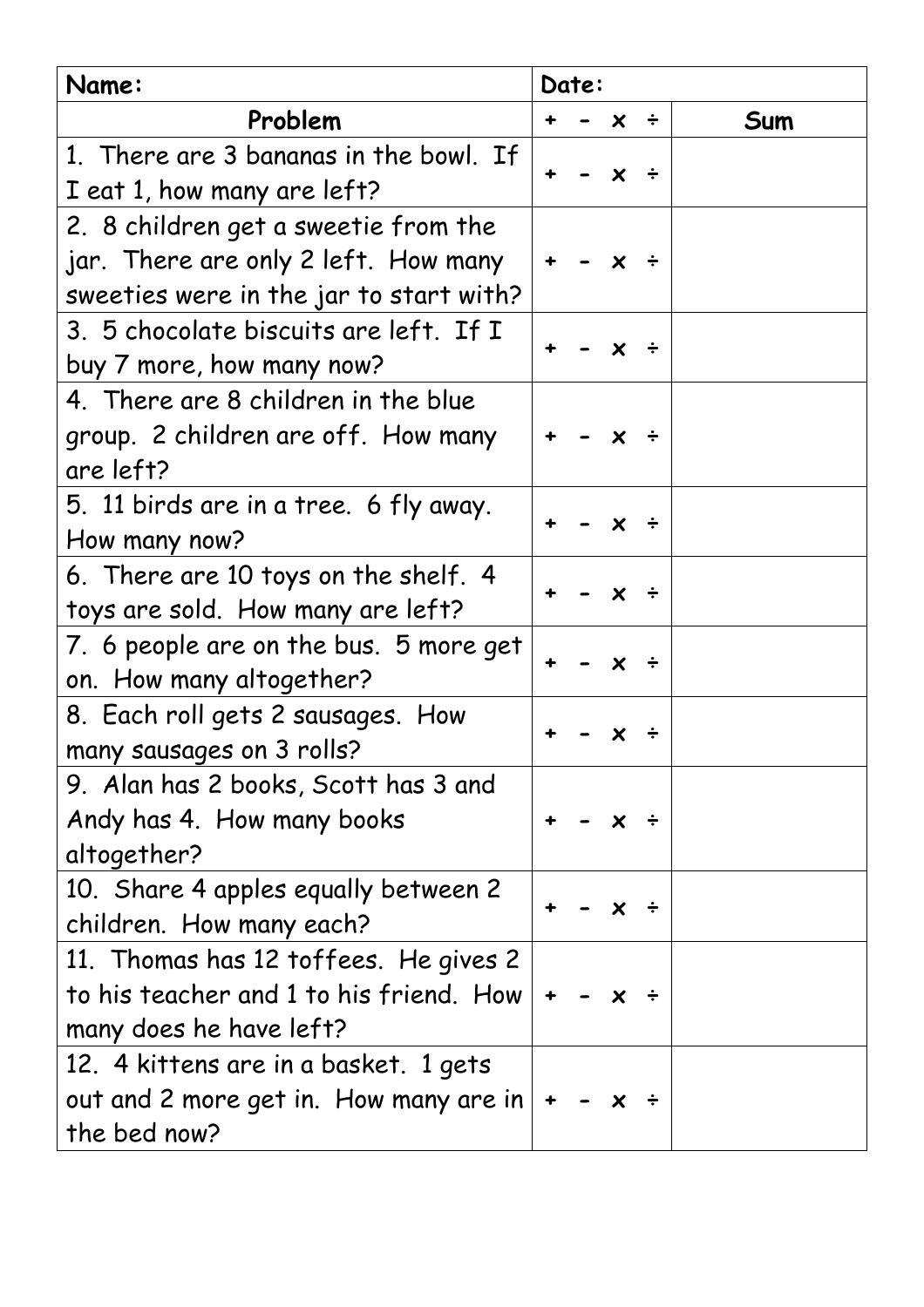| Name: | Date: | |
|---|---|---|
| **Problem** | **+ - x ÷** | **Sum** |
| 1. There are 3 bananas in the bowl. If I eat 1, how many are left? | + - x ÷ | |
| 2. 8 children get a sweetie from the jar. There are only 2 left. How many sweeties were in the jar to start with? | + - x ÷ | |
| 3. 5 chocolate biscuits are left. If I buy 7 more, how many now? | + - x ÷ | |
| 4. There are 8 children in the blue group. 2 children are off. How many are left? | + - x ÷ | |
| 5. 11 birds are in a tree. 6 fly away. How many now? | + - x ÷ | |
| 6. There are 10 toys on the shelf. 4 toys are sold. How many are left? | + - x ÷ | |
| 7. 6 people are on the bus. 5 more get on. How many altogether? | + - x ÷ | |
| 8. Each roll gets 2 sausages. How many sausages on 3 rolls? | + - x ÷ | |
| 9. Alan has 2 books, Scott has 3 and Andy has 4. How many books altogether? | + - x ÷ | |
| 10. Share 4 apples equally between 2 children. How many each? | + - x ÷ | |
| 11. Thomas has 12 toffees. He gives 2 to his teacher and 1 to his friend. How many does he have left? | + - x ÷ | |
| 12. 4 kittens are in a basket. 1 gets out and 2 more get in. How many are in the bed now? | + - x ÷ | |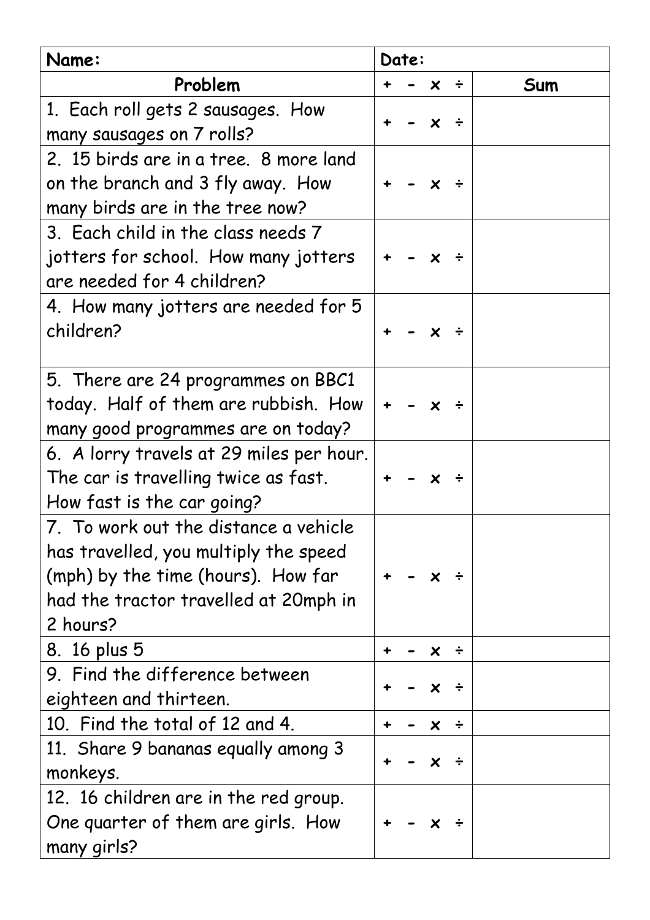| Name: | Date: | |
|---|---|---|
| **Problem** | **+ - x ÷** | **Sum** |
| 1. Each roll gets 2 sausages. How many sausages on 7 rolls? | + - x ÷ | |
| 2. 15 birds are in a tree. 8 more land on the branch and 3 fly away. How many birds are in the tree now? | + - x ÷ | |
| 3. Each child in the class needs 7 jotters for school. How many jotters are needed for 4 children? | + - x ÷ | |
| 4. How many jotters are needed for 5 children? | + - x ÷ | |
| 5. There are 24 programmes on BBC1 today. Half of them are rubbish. How many good programmes are on today? | + - x ÷ | |
| 6. A lorry travels at 29 miles per hour. The car is travelling twice as fast. How fast is the car going? | + - x ÷ | |
| 7. To work out the distance a vehicle has travelled, you multiply the speed (mph) by the time (hours). How far had the tractor travelled at 20mph in 2 hours? | + - x ÷ | |
| 8. 16 plus 5 | + - x ÷ | |
| 9. Find the difference between eighteen and thirteen. | + - x ÷ | |
| 10. Find the total of 12 and 4. | + - x ÷ | |
| 11. Share 9 bananas equally among 3 monkeys. | + - x ÷ | |
| 12. 16 children are in the red group. One quarter of them are girls. How many girls? | + - x ÷ | |